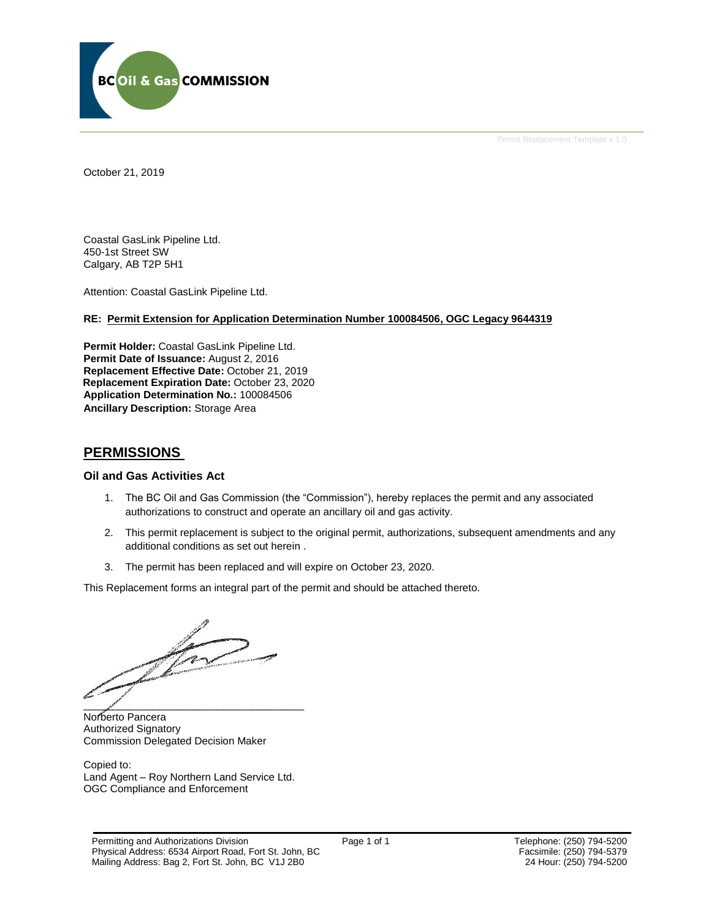BC Oil & Gas COMMISSION

Permit Replacement Template v 1.0

October 21, 2019

Coastal GasLink Pipeline Ltd.
450-1st Street SW
Calgary, AB T2P 5H1

Attention: Coastal GasLink Pipeline Ltd.

**RE: Permit Extension for Application Determination Number 100084506, OGC Legacy 9644319**

**Permit Holder:** Coastal GasLink Pipeline Ltd.
**Permit Date of Issuance:** August 2, 2016
**Replacement Effective Date:** October 21, 2019
**Replacement Expiration Date:** October 23, 2020
**Application Determination No.:** 100084506
**Ancillary Description:** Storage Area

## PERMISSIONS

### Oil and Gas Activities Act

1. The BC Oil and Gas Commission (the "Commission"), hereby replaces the permit and any associated authorizations to construct and operate an ancillary oil and gas activity.
2. This permit replacement is subject to the original permit, authorizations, subsequent amendments and any additional conditions as set out herein .
3. The permit has been replaced and will expire on October 23, 2020.

This Replacement forms an integral part of the permit and should be attached thereto.

Norberto Pancera
Authorized Signatory
Commission Delegated Decision Maker

Copied to:
Land Agent – Roy Northern Land Service Ltd.
OGC Compliance and Enforcement

Permitting and Authorizations Division
Physical Address: 6534 Airport Road, Fort St. John, BC
Mailing Address: Bag 2, Fort St. John, BC V1J 2B0

Telephone: (250) 794-5200
Facsimile: (250) 794-5379
24 Hour: (250) 794-5200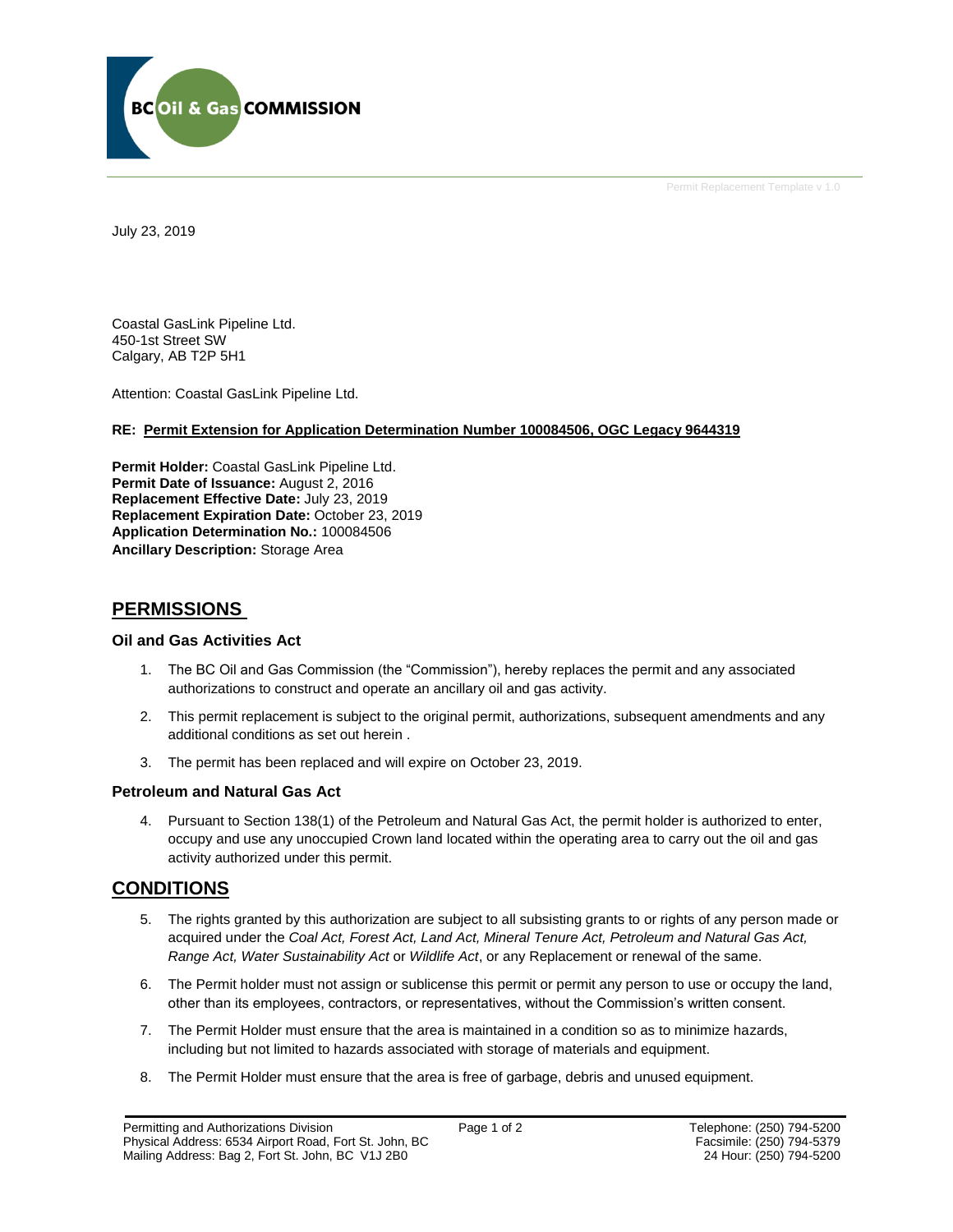July 23, 2019

Coastal GasLink Pipeline Ltd.
450-1st Street SW
Calgary, AB T2P 5H1

Attention: Coastal GasLink Pipeline Ltd.

**RE: Permit Extension for Application Determination Number 100084506, OGC Legacy 9644319**

**Permit Holder:** Coastal GasLink Pipeline Ltd.
**Permit Date of Issuance:** August 2, 2016
**Replacement Effective Date:** July 23, 2019
**Replacement Expiration Date:** October 23, 2019
**Application Determination No.:** 100084506
**Ancillary Description:** Storage Area

## PERMISSIONS

### Oil and Gas Activities Act

1. The BC Oil and Gas Commission (the "Commission"), hereby replaces the permit and any associated authorizations to construct and operate an ancillary oil and gas activity.
2. This permit replacement is subject to the original permit, authorizations, subsequent amendments and any additional conditions as set out herein .
3. The permit has been replaced and will expire on October 23, 2019.

### Petroleum and Natural Gas Act

4. Pursuant to Section 138(1) of the Petroleum and Natural Gas Act, the permit holder is authorized to enter, occupy and use any unoccupied Crown land located within the operating area to carry out the oil and gas activity authorized under this permit.

## CONDITIONS

5. The rights granted by this authorization are subject to all subsisting grants to or rights of any person made or acquired under the *Coal Act, Forest Act, Land Act, Mineral Tenure Act, Petroleum and Natural Gas Act, Range Act, Water Sustainability Act* or *Wildlife Act*, or any Replacement or renewal of the same.
6. The Permit holder must not assign or sublicense this permit or permit any person to use or occupy the land, other than its employees, contractors, or representatives, without the Commission's written consent.
7. The Permit Holder must ensure that the area is maintained in a condition so as to minimize hazards, including but not limited to hazards associated with storage of materials and equipment.
8. The Permit Holder must ensure that the area is free of garbage, debris and unused equipment.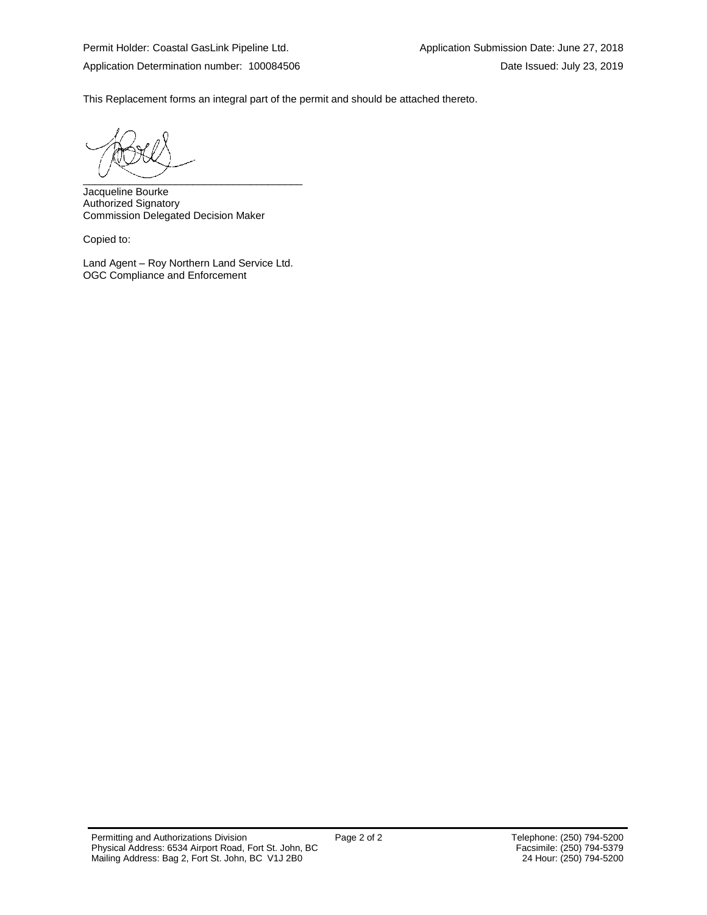Permit Holder: Coastal GasLink Pipeline Ltd.

Application Submission Date: June 27, 2018

Application Determination number: 100084506

Date Issued: July 23, 2019

This Replacement forms an integral part of the permit and should be attached thereto.

\_\_\_\_\_\_\_\_\_\_\_\_\_\_\_\_\_\_\_\_\_\_\_\_\_\_\_\_\_\_\_\_\_\_\_\_\_\_

Jacqueline Bourke
Authorized Signatory
Commission Delegated Decision Maker

Copied to:

Land Agent – Roy Northern Land Service Ltd.
OGC Compliance and Enforcement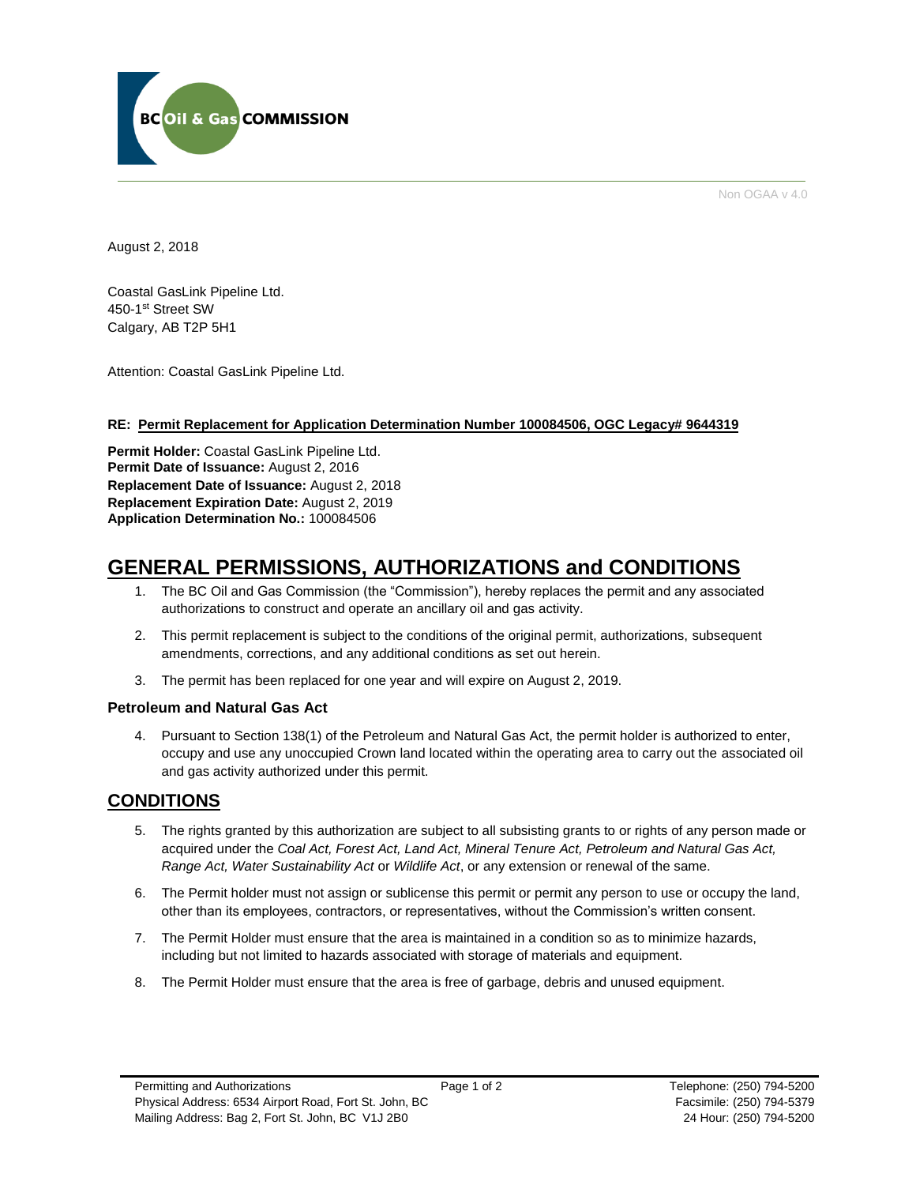BC Oil & Gas COMMISSION

Non OGAA v 4.0

August 2, 2018

Coastal GasLink Pipeline Ltd.
450-1st Street SW
Calgary, AB T2P 5H1

Attention: Coastal GasLink Pipeline Ltd.

**RE: Permit Replacement for Application Determination Number 100084506, OGC Legacy# 9644319**

**Permit Holder:** Coastal GasLink Pipeline Ltd.
**Permit Date of Issuance:** August 2, 2016
**Replacement Date of Issuance:** August 2, 2018
**Replacement Expiration Date:** August 2, 2019
**Application Determination No.:** 100084506

# GENERAL PERMISSIONS, AUTHORIZATIONS and CONDITIONS

1. The BC Oil and Gas Commission (the "Commission"), hereby replaces the permit and any associated authorizations to construct and operate an ancillary oil and gas activity.
2. This permit replacement is subject to the conditions of the original permit, authorizations, subsequent amendments, corrections, and any additional conditions as set out herein.
3. The permit has been replaced for one year and will expire on August 2, 2019.

### Petroleum and Natural Gas Act

4. Pursuant to Section 138(1) of the Petroleum and Natural Gas Act, the permit holder is authorized to enter, occupy and use any unoccupied Crown land located within the operating area to carry out the associated oil and gas activity authorized under this permit.

## CONDITIONS

5. The rights granted by this authorization are subject to all subsisting grants to or rights of any person made or acquired under the *Coal Act, Forest Act, Land Act, Mineral Tenure Act, Petroleum and Natural Gas Act, Range Act, Water Sustainability Act* or *Wildlife Act*, or any extension or renewal of the same.
6. The Permit holder must not assign or sublicense this permit or permit any person to use or occupy the land, other than its employees, contractors, or representatives, without the Commission's written consent.
7. The Permit Holder must ensure that the area is maintained in a condition so as to minimize hazards, including but not limited to hazards associated with storage of materials and equipment.
8. The Permit Holder must ensure that the area is free of garbage, debris and unused equipment.

Permitting and Authorizations
Physical Address: 6534 Airport Road, Fort St. John, BC
Mailing Address: Bag 2, Fort St. John, BC V1J 2B0

Telephone: (250) 794-5200
Facsimile: (250) 794-5379
24 Hour: (250) 794-5200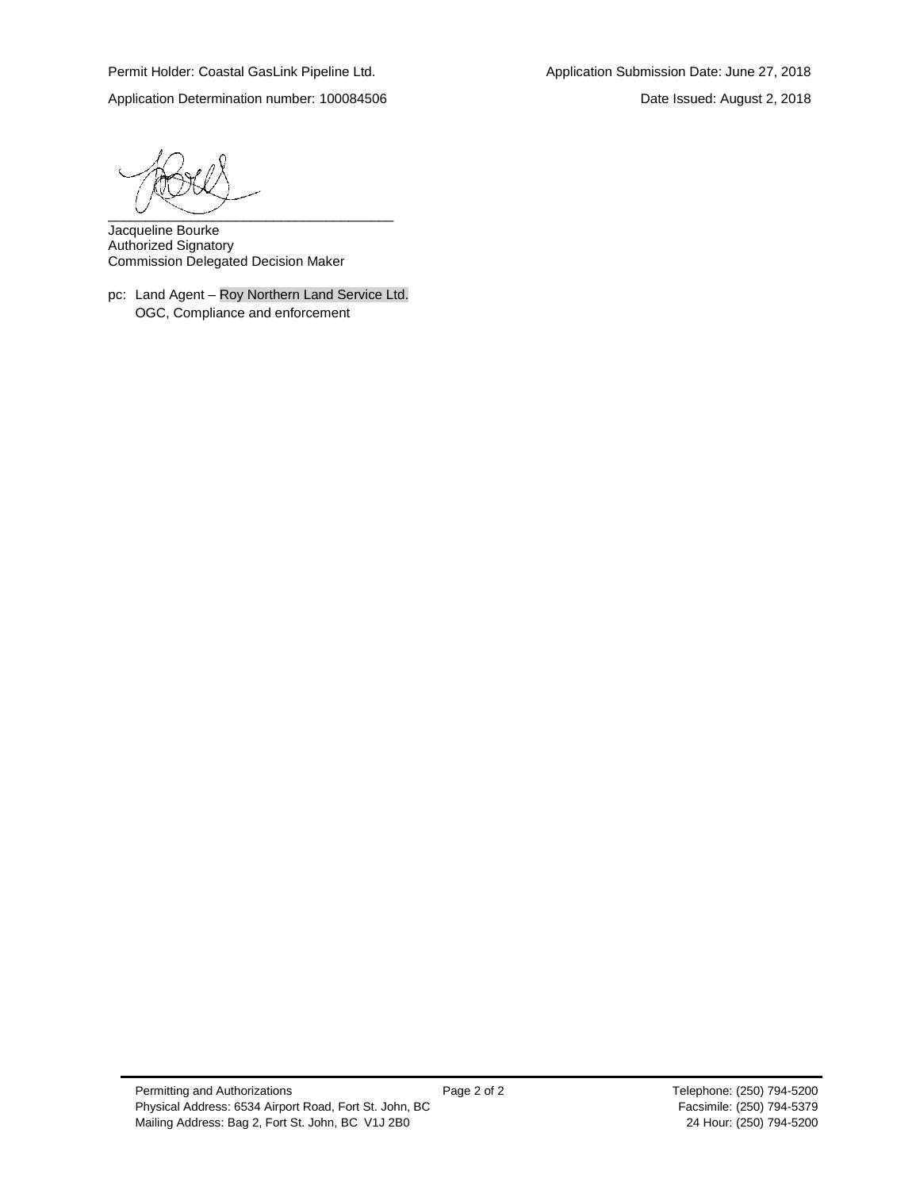Permit Holder: Coastal GasLink Pipeline Ltd.

Application Submission Date: June 27, 2018

Application Determination number: 100084506

Date Issued: August 2, 2018

\_\_\_\_\_\_\_\_\_\_\_\_\_\_\_\_\_\_\_\_\_\_\_\_\_\_\_\_\_\_\_\_\_\_\_\_\_\_

Jacqueline Bourke
Authorized Signatory
Commission Delegated Decision Maker

pc: Land Agent – Roy Northern Land Service Ltd.
OGC, Compliance and enforcement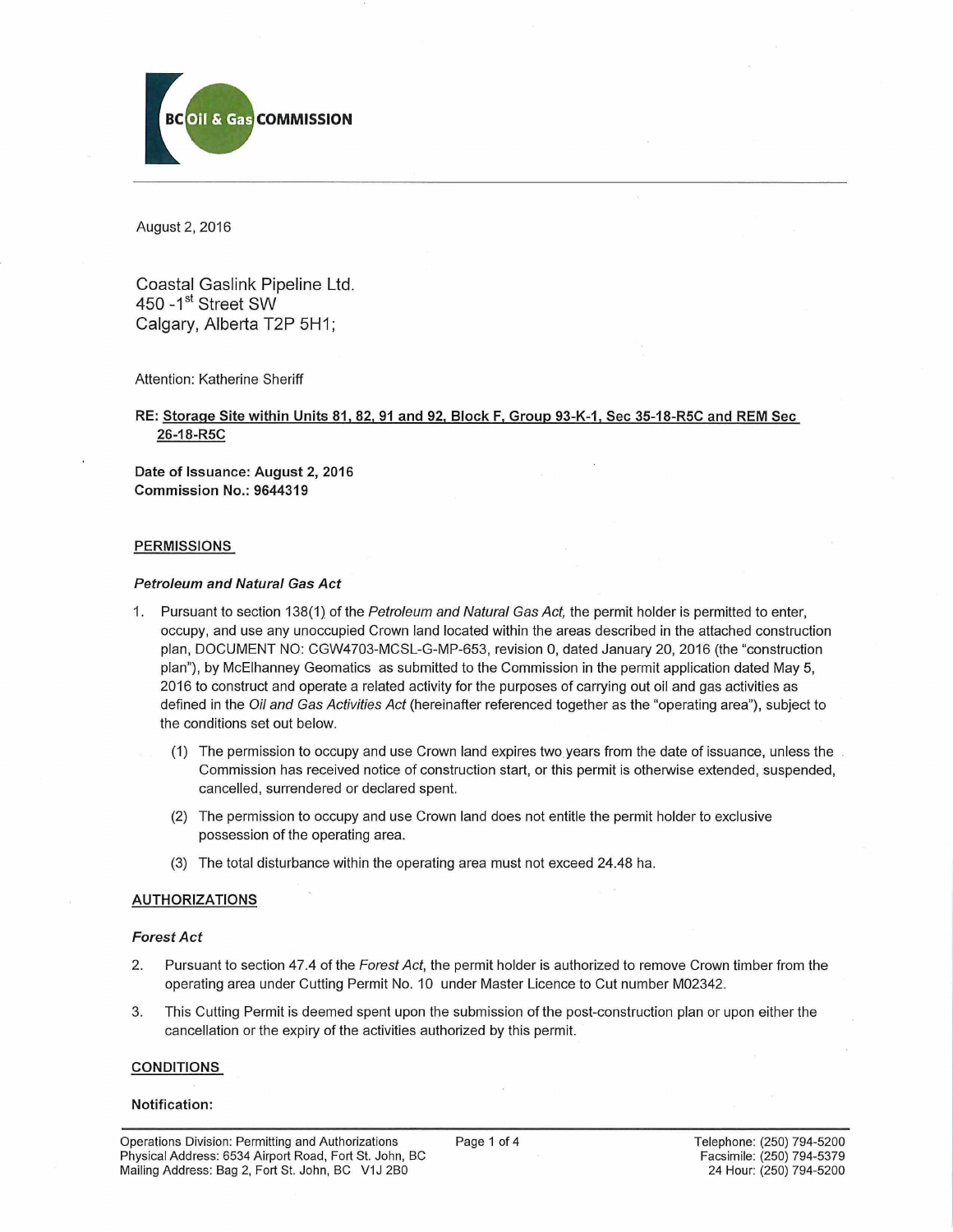BC Oil & Gas COMMISSION

August 2, 2016

Coastal Gaslink Pipeline Ltd.
450 -1st Street SW
Calgary, Alberta T2P 5H1;

Attention: Katherine Sheriff

**RE: Storage Site within Units 81, 82, 91 and 92, Block F, Group 93-K-1, Sec 35-18-R5C and REM Sec 26-18-R5C**

**Date of Issuance: August 2, 2016**
**Commission No.: 9644319**

## PERMISSIONS

### *Petroleum and Natural Gas Act*

1. Pursuant to section 138(1) of the *Petroleum and Natural Gas Act,* the permit holder is permitted to enter, occupy, and use any unoccupied Crown land located within the areas described in the attached construction plan, DOCUMENT NO: CGW4703-MCSL-G-MP-653, revision 0, dated January 20, 2016 (the "construction plan"), by McElhanney Geomatics as submitted to the Commission in the permit application dated May 5, 2016 to construct and operate a related activity for the purposes of carrying out oil and gas activities as defined in the *Oil and Gas Activities Act* (hereinafter referenced together as the "operating area"), subject to the conditions set out below.
   (1) The permission to occupy and use Crown land expires two years from the date of issuance, unless the Commission has received notice of construction start, or this permit is otherwise extended, suspended, cancelled, surrendered or declared spent.
   (2) The permission to occupy and use Crown land does not entitle the permit holder to exclusive possession of the operating area.
   (3) The total disturbance within the operating area must not exceed 24.48 ha.

## AUTHORIZATIONS

### *Forest Act*

2. Pursuant to section 47.4 of the *Forest Act*, the permit holder is authorized to remove Crown timber from the operating area under Cutting Permit No. 10 under Master Licence to Cut number M02342.
3. This Cutting Permit is deemed spent upon the submission of the post-construction plan or upon either the cancellation or the expiry of the activities authorized by this permit.

## CONDITIONS

**Notification:**

Operations Division: Permitting and Authorizations
Physical Address: 6534 Airport Road, Fort St. John, BC
Mailing Address: Bag 2, Fort St. John, BC V1J 2B0

Telephone: (250) 794-5200
Facsimile: (250) 794-5379
24 Hour: (250) 794-5200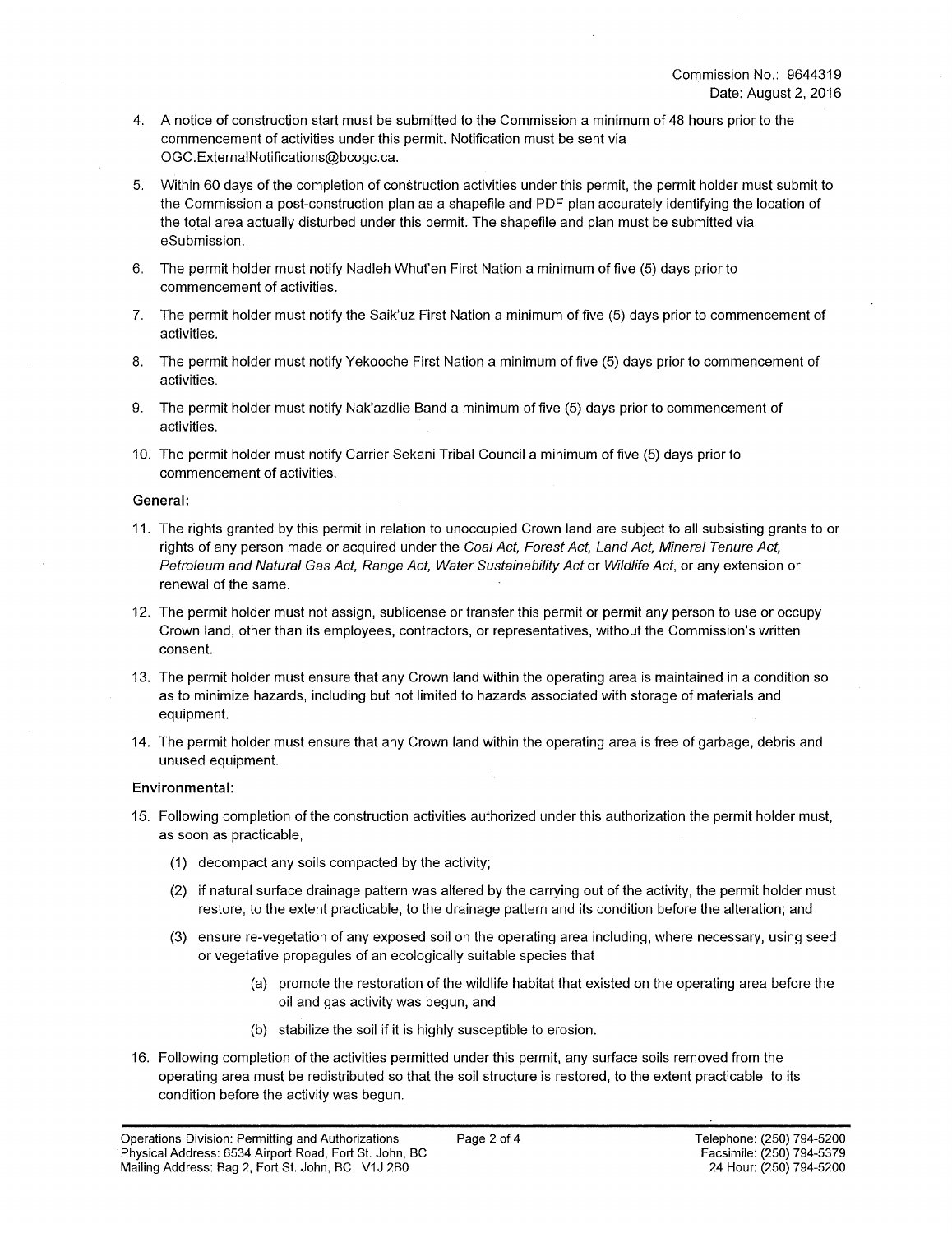Commission No.: 9644319
Date: August 2, 2016

4. A notice of construction start must be submitted to the Commission a minimum of 48 hours prior to the commencement of activities under this permit. Notification must be sent via OGC.ExternalNotifications@bcogc.ca.

5. Within 60 days of the completion of construction activities under this permit, the permit holder must submit to the Commission a post-construction plan as a shapefile and PDF plan accurately identifying the location of the total area actually disturbed under this permit. The shapefile and plan must be submitted via eSubmission.

6. The permit holder must notify Nadleh Whut'en First Nation a minimum of five (5) days prior to commencement of activities.

7. The permit holder must notify the Saik'uz First Nation a minimum of five (5) days prior to commencement of activities.

8. The permit holder must notify Yekooche First Nation a minimum of five (5) days prior to commencement of activities.

9. The permit holder must notify Nak'azdlie Band a minimum of five (5) days prior to commencement of activities.

10. The permit holder must notify Carrier Sekani Tribal Council a minimum of five (5) days prior to commencement of activities.

**General:**

11. The rights granted by this permit in relation to unoccupied Crown land are subject to all subsisting grants to or rights of any person made or acquired under the *Coal Act, Forest Act, Land Act, Mineral Tenure Act, Petroleum and Natural Gas Act, Range Act, Water Sustainability Act* or *Wildlife Act*, or any extension or renewal of the same.

12. The permit holder must not assign, sublicense or transfer this permit or permit any person to use or occupy Crown land, other than its employees, contractors, or representatives, without the Commission's written consent.

13. The permit holder must ensure that any Crown land within the operating area is maintained in a condition so as to minimize hazards, including but not limited to hazards associated with storage of materials and equipment.

14. The permit holder must ensure that any Crown land within the operating area is free of garbage, debris and unused equipment.

**Environmental:**

15. Following completion of the construction activities authorized under this authorization the permit holder must, as soon as practicable,

    (1) decompact any soils compacted by the activity;

    (2) if natural surface drainage pattern was altered by the carrying out of the activity, the permit holder must restore, to the extent practicable, to the drainage pattern and its condition before the alteration; and

    (3) ensure re-vegetation of any exposed soil on the operating area including, where necessary, using seed or vegetative propagules of an ecologically suitable species that

        (a) promote the restoration of the wildlife habitat that existed on the operating area before the oil and gas activity was begun, and

        (b) stabilize the soil if it is highly susceptible to erosion.

16. Following completion of the activities permitted under this permit, any surface soils removed from the operating area must be redistributed so that the soil structure is restored, to the extent practicable, to its condition before the activity was begun.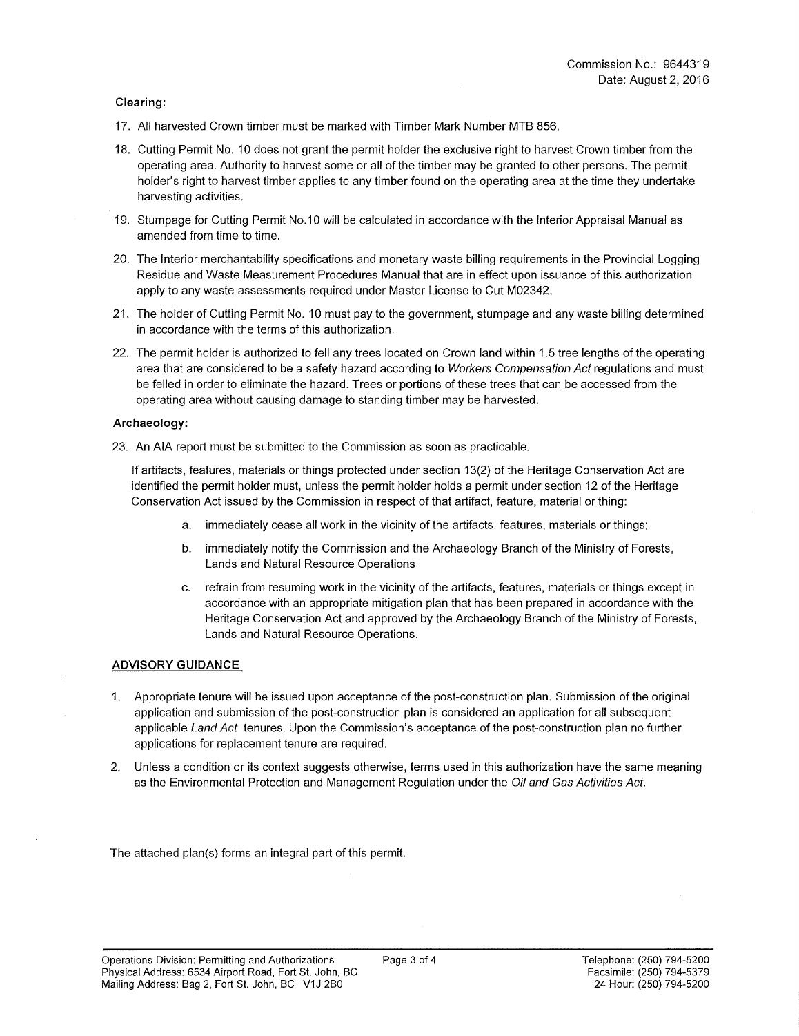Commission No.: 9644319
Date: August 2, 2016

**Clearing:**

17. All harvested Crown timber must be marked with Timber Mark Number MTB 856.

18. Cutting Permit No. 10 does not grant the permit holder the exclusive right to harvest Crown timber from the operating area. Authority to harvest some or all of the timber may be granted to other persons. The permit holder's right to harvest timber applies to any timber found on the operating area at the time they undertake harvesting activities.

19. Stumpage for Cutting Permit No.10 will be calculated in accordance with the Interior Appraisal Manual as amended from time to time.

20. The Interior merchantability specifications and monetary waste billing requirements in the Provincial Logging Residue and Waste Measurement Procedures Manual that are in effect upon issuance of this authorization apply to any waste assessments required under Master License to Cut M02342.

21. The holder of Cutting Permit No. 10 must pay to the government, stumpage and any waste billing determined in accordance with the terms of this authorization.

22. The permit holder is authorized to fell any trees located on Crown land within 1.5 tree lengths of the operating area that are considered to be a safety hazard according to *Workers Compensation Act* regulations and must be felled in order to eliminate the hazard. Trees or portions of these trees that can be accessed from the operating area without causing damage to standing timber may be harvested.

**Archaeology:**

23. An AIA report must be submitted to the Commission as soon as practicable.

    If artifacts, features, materials or things protected under section 13(2) of the Heritage Conservation Act are identified the permit holder must, unless the permit holder holds a permit under section 12 of the Heritage Conservation Act issued by the Commission in respect of that artifact, feature, material or thing:

    a. immediately cease all work in the vicinity of the artifacts, features, materials or things;

    b. immediately notify the Commission and the Archaeology Branch of the Ministry of Forests, Lands and Natural Resource Operations

    c. refrain from resuming work in the vicinity of the artifacts, features, materials or things except in accordance with an appropriate mitigation plan that has been prepared in accordance with the Heritage Conservation Act and approved by the Archaeology Branch of the Ministry of Forests, Lands and Natural Resource Operations.

**ADVISORY GUIDANCE**

1. Appropriate tenure will be issued upon acceptance of the post-construction plan. Submission of the original application and submission of the post-construction plan is considered an application for all subsequent applicable *Land Act* tenures. Upon the Commission's acceptance of the post-construction plan no further applications for replacement tenure are required.

2. Unless a condition or its context suggests otherwise, terms used in this authorization have the same meaning as the Environmental Protection and Management Regulation under the *Oil and Gas Activities Act*.

The attached plan(s) forms an integral part of this permit.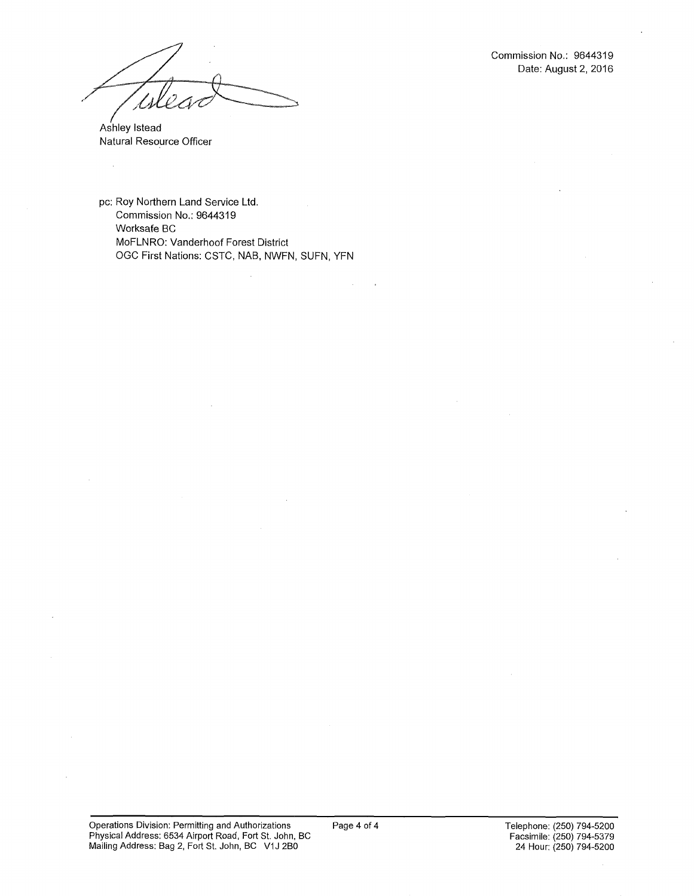Commission No.: 9644319
Date: August 2, 2016

Ashley Istead
Natural Resource Officer

pc: Roy Northern Land Service Ltd.
Commission No.: 9644319
Worksafe BC
MoFLNRO: Vanderhoof Forest District
OGC First Nations: CSTC, NAB, NWFN, SUFN, YFN